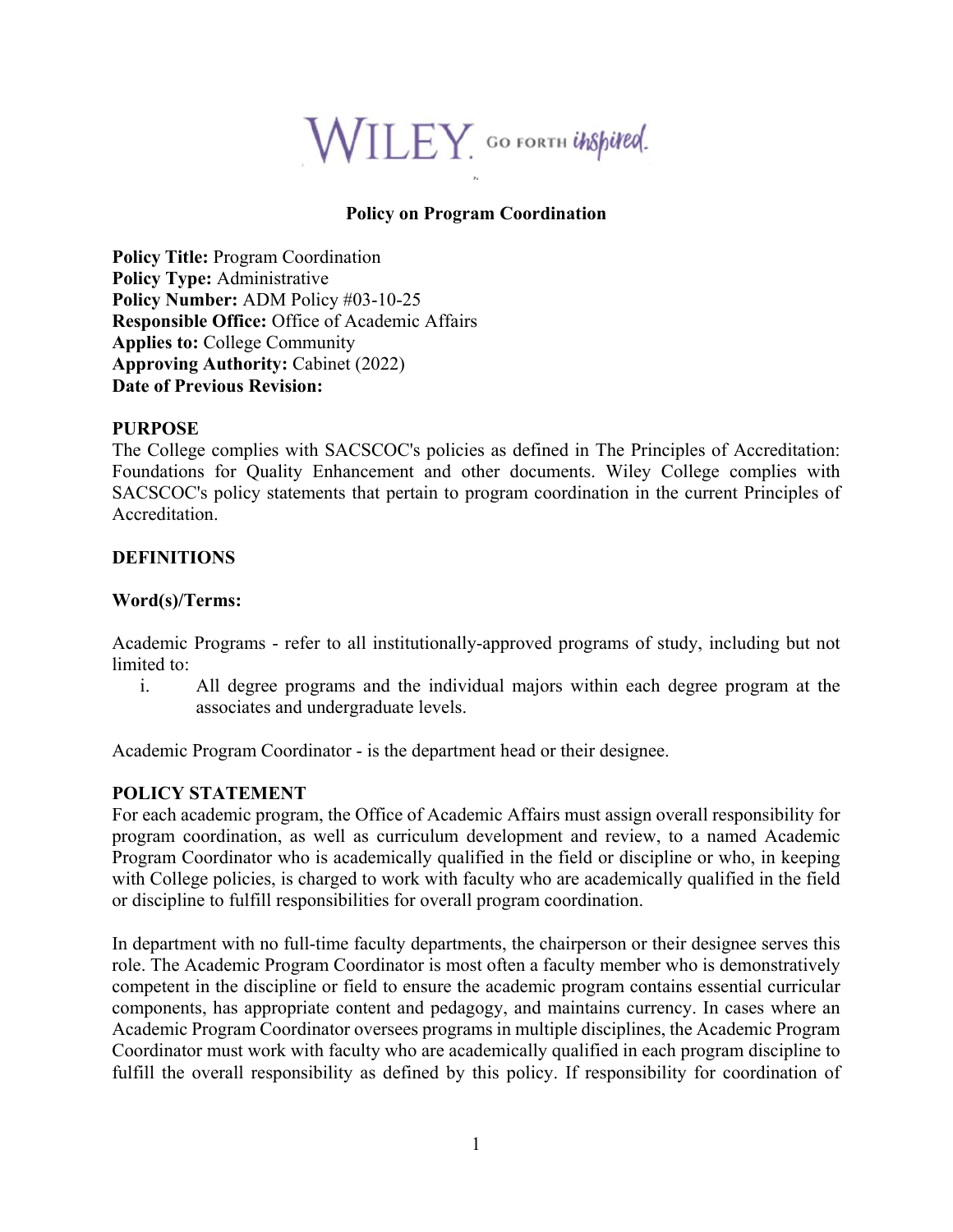WILEY. GO FORTH inspired.

## Policy on Program Coordination

**Policy Title:** Program Coordination
**Policy Type:** Administrative
**Policy Number:** ADM Policy #03-10-25
**Responsible Office:** Office of Academic Affairs
**Applies to:** College Community
**Approving Authority:** Cabinet (2022)
**Date of Previous Revision:**

**PURPOSE**

The College complies with SACSCOC's policies as defined in The Principles of Accreditation: Foundations for Quality Enhancement and other documents. Wiley College complies with SACSCOC's policy statements that pertain to program coordination in the current Principles of Accreditation.

**DEFINITIONS**

**Word(s)/Terms:**

Academic Programs - refer to all institutionally-approved programs of study, including but not limited to:

i. All degree programs and the individual majors within each degree program at the associates and undergraduate levels.

Academic Program Coordinator - is the department head or their designee.

**POLICY STATEMENT**

For each academic program, the Office of Academic Affairs must assign overall responsibility for program coordination, as well as curriculum development and review, to a named Academic Program Coordinator who is academically qualified in the field or discipline or who, in keeping with College policies, is charged to work with faculty who are academically qualified in the field or discipline to fulfill responsibilities for overall program coordination.

In department with no full-time faculty departments, the chairperson or their designee serves this role. The Academic Program Coordinator is most often a faculty member who is demonstratively competent in the discipline or field to ensure the academic program contains essential curricular components, has appropriate content and pedagogy, and maintains currency. In cases where an Academic Program Coordinator oversees programs in multiple disciplines, the Academic Program Coordinator must work with faculty who are academically qualified in each program discipline to fulfill the overall responsibility as defined by this policy. If responsibility for coordination of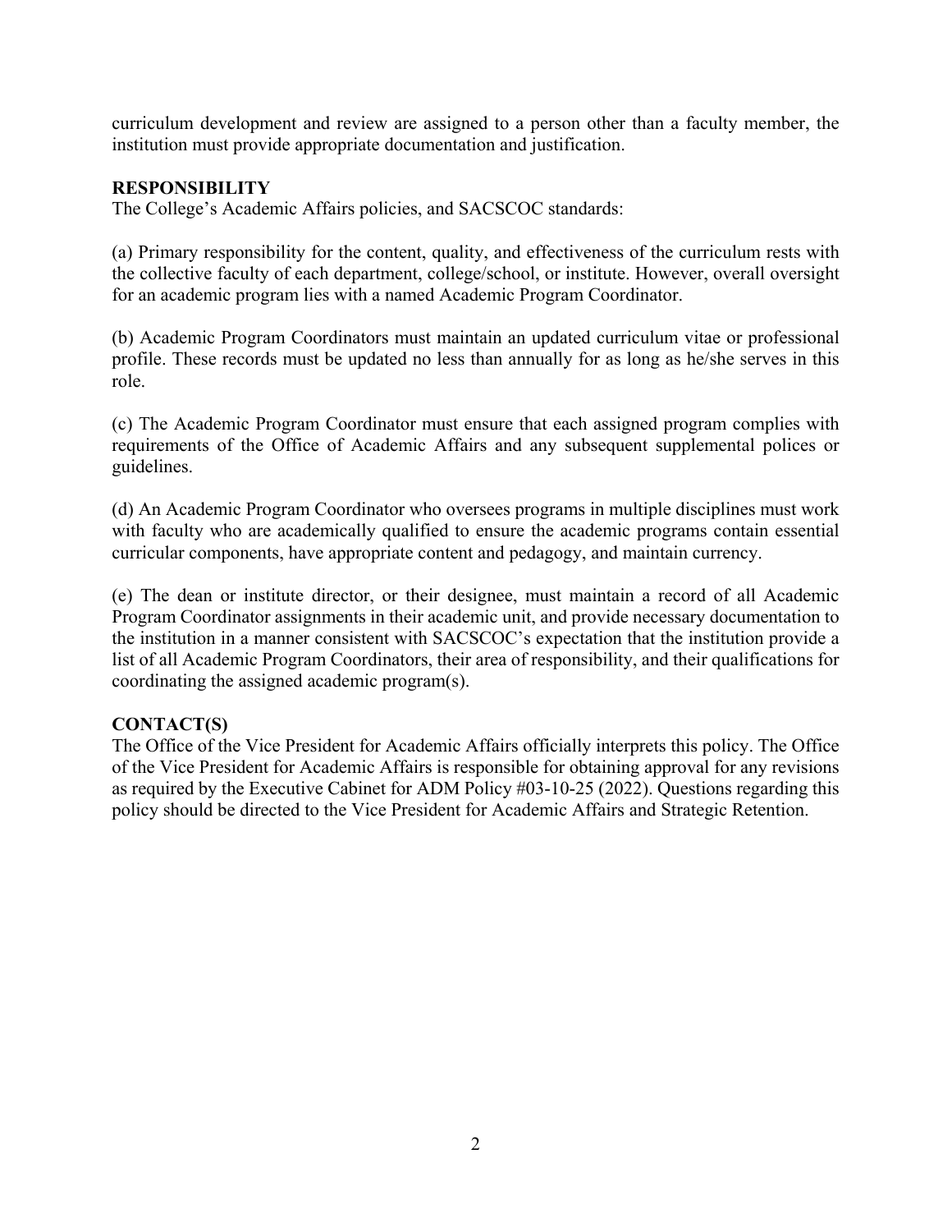curriculum development and review are assigned to a person other than a faculty member, the institution must provide appropriate documentation and justification.

## RESPONSIBILITY

The College's Academic Affairs policies, and SACSCOC standards:

(a) Primary responsibility for the content, quality, and effectiveness of the curriculum rests with the collective faculty of each department, college/school, or institute. However, overall oversight for an academic program lies with a named Academic Program Coordinator.

(b) Academic Program Coordinators must maintain an updated curriculum vitae or professional profile. These records must be updated no less than annually for as long as he/she serves in this role.

(c) The Academic Program Coordinator must ensure that each assigned program complies with requirements of the Office of Academic Affairs and any subsequent supplemental polices or guidelines.

(d) An Academic Program Coordinator who oversees programs in multiple disciplines must work with faculty who are academically qualified to ensure the academic programs contain essential curricular components, have appropriate content and pedagogy, and maintain currency.

(e) The dean or institute director, or their designee, must maintain a record of all Academic Program Coordinator assignments in their academic unit, and provide necessary documentation to the institution in a manner consistent with SACSCOC's expectation that the institution provide a list of all Academic Program Coordinators, their area of responsibility, and their qualifications for coordinating the assigned academic program(s).

## CONTACT(S)

The Office of the Vice President for Academic Affairs officially interprets this policy. The Office of the Vice President for Academic Affairs is responsible for obtaining approval for any revisions as required by the Executive Cabinet for ADM Policy #03-10-25 (2022). Questions regarding this policy should be directed to the Vice President for Academic Affairs and Strategic Retention.